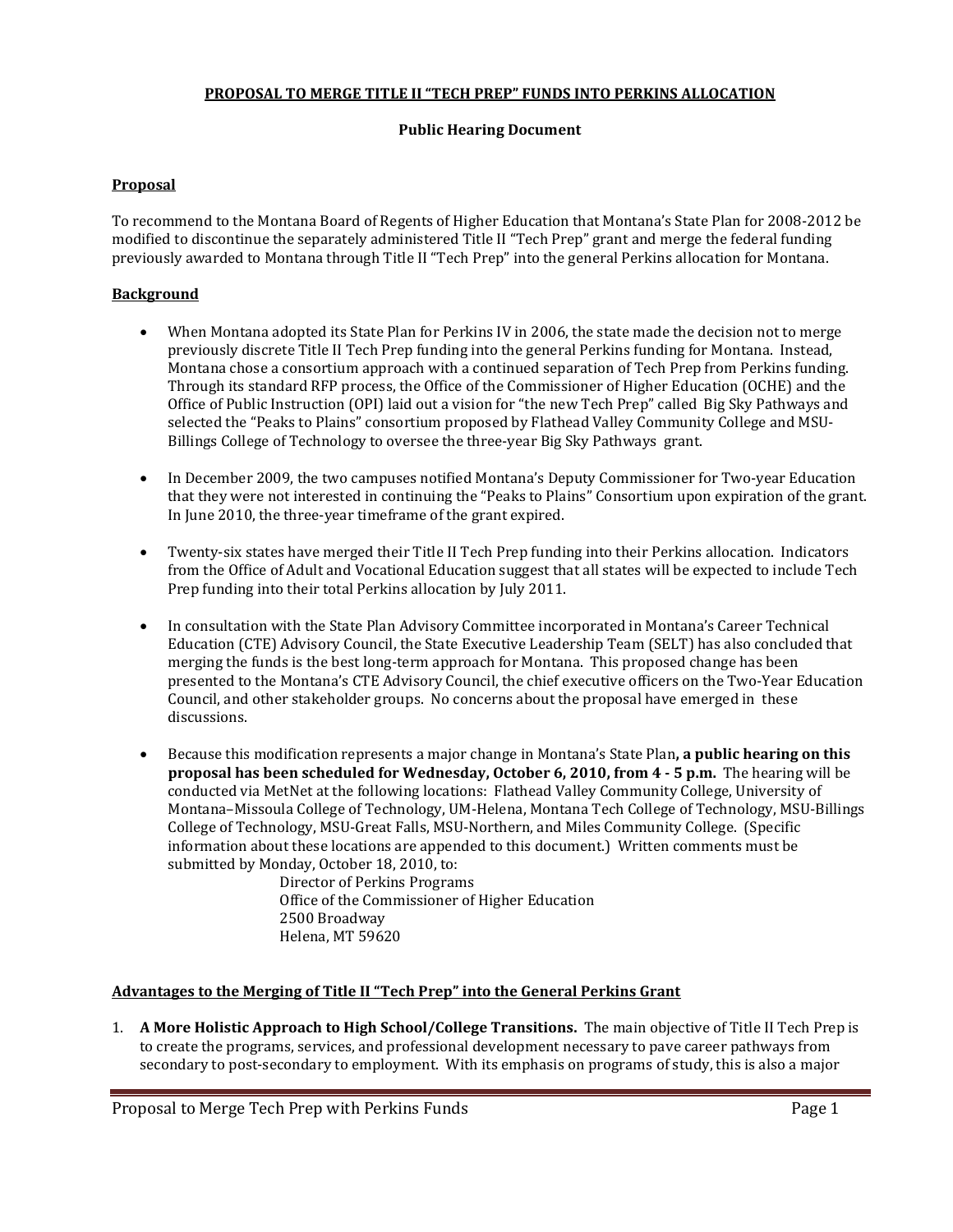# PROPOSAL TO MERGE TITLE II "TECH PREP" FUNDS INTO PERKINS ALLOCATION

**Public Hearing Document**

## Proposal

To recommend to the Montana Board of Regents of Higher Education that Montana's State Plan for 2008-2012 be modified to discontinue the separately administered Title II "Tech Prep" grant and merge the federal funding previously awarded to Montana through Title II "Tech Prep" into the general Perkins allocation for Montana.

## Background

- When Montana adopted its State Plan for Perkins IV in 2006, the state made the decision not to merge previously discrete Title II Tech Prep funding into the general Perkins funding for Montana. Instead, Montana chose a consortium approach with a continued separation of Tech Prep from Perkins funding. Through its standard RFP process, the Office of the Commissioner of Higher Education (OCHE) and the Office of Public Instruction (OPI) laid out a vision for "the new Tech Prep" called Big Sky Pathways and selected the "Peaks to Plains" consortium proposed by Flathead Valley Community College and MSU-Billings College of Technology to oversee the three-year Big Sky Pathways grant.

- In December 2009, the two campuses notified Montana's Deputy Commissioner for Two-year Education that they were not interested in continuing the "Peaks to Plains" Consortium upon expiration of the grant. In June 2010, the three-year timeframe of the grant expired.

- Twenty-six states have merged their Title II Tech Prep funding into their Perkins allocation. Indicators from the Office of Adult and Vocational Education suggest that all states will be expected to include Tech Prep funding into their total Perkins allocation by July 2011.

- In consultation with the State Plan Advisory Committee incorporated in Montana's Career Technical Education (CTE) Advisory Council, the State Executive Leadership Team (SELT) has also concluded that merging the funds is the best long-term approach for Montana. This proposed change has been presented to the Montana's CTE Advisory Council, the chief executive officers on the Two-Year Education Council, and other stakeholder groups. No concerns about the proposal have emerged in these discussions.

- Because this modification represents a major change in Montana's State Plan**, a public hearing on this proposal has been scheduled for Wednesday, October 6, 2010, from 4 - 5 p.m.** The hearing will be conducted via MetNet at the following locations: Flathead Valley Community College, University of Montana–Missoula College of Technology, UM-Helena, Montana Tech College of Technology, MSU-Billings College of Technology, MSU-Great Falls, MSU-Northern, and Miles Community College. (Specific information about these locations are appended to this document.) Written comments must be submitted by Monday, October 18, 2010, to:

  Director of Perkins Programs
  Office of the Commissioner of Higher Education
  2500 Broadway
  Helena, MT 59620

## Advantages to the Merging of Title II "Tech Prep" into the General Perkins Grant

1. **A More Holistic Approach to High School/College Transitions.** The main objective of Title II Tech Prep is to create the programs, services, and professional development necessary to pave career pathways from secondary to post-secondary to employment. With its emphasis on programs of study, this is also a major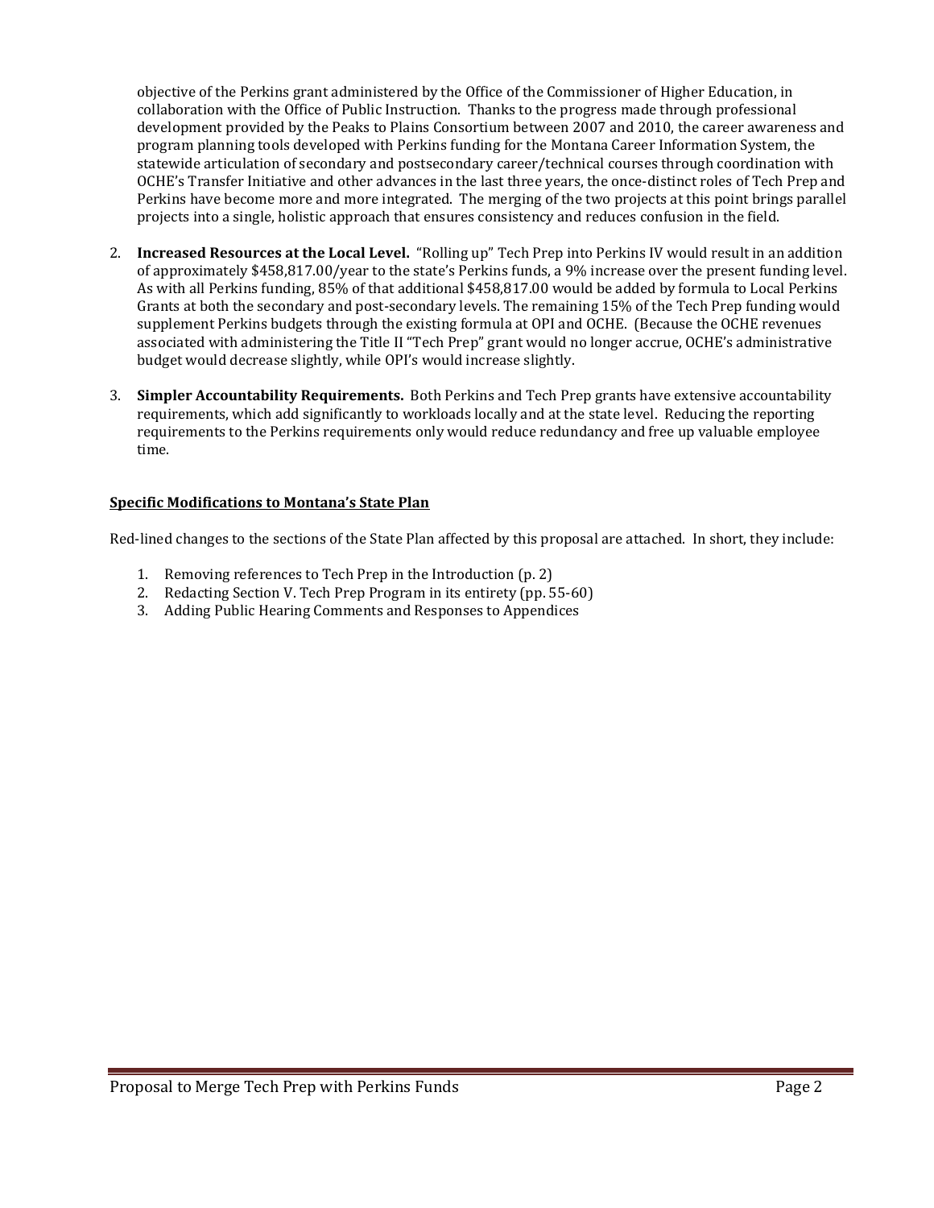objective of the Perkins grant administered by the Office of the Commissioner of Higher Education, in collaboration with the Office of Public Instruction. Thanks to the progress made through professional development provided by the Peaks to Plains Consortium between 2007 and 2010, the career awareness and program planning tools developed with Perkins funding for the Montana Career Information System, the statewide articulation of secondary and postsecondary career/technical courses through coordination with OCHE's Transfer Initiative and other advances in the last three years, the once-distinct roles of Tech Prep and Perkins have become more and more integrated. The merging of the two projects at this point brings parallel projects into a single, holistic approach that ensures consistency and reduces confusion in the field.

2. **Increased Resources at the Local Level.** "Rolling up" Tech Prep into Perkins IV would result in an addition of approximately $458,817.00/year to the state's Perkins funds, a 9% increase over the present funding level. As with all Perkins funding, 85% of that additional $458,817.00 would be added by formula to Local Perkins Grants at both the secondary and post-secondary levels. The remaining 15% of the Tech Prep funding would supplement Perkins budgets through the existing formula at OPI and OCHE. (Because the OCHE revenues associated with administering the Title II "Tech Prep" grant would no longer accrue, OCHE's administrative budget would decrease slightly, while OPI's would increase slightly.

3. **Simpler Accountability Requirements.** Both Perkins and Tech Prep grants have extensive accountability requirements, which add significantly to workloads locally and at the state level. Reducing the reporting requirements to the Perkins requirements only would reduce redundancy and free up valuable employee time.

**Specific Modifications to Montana's State Plan**

Red-lined changes to the sections of the State Plan affected by this proposal are attached. In short, they include:

1. Removing references to Tech Prep in the Introduction (p. 2)
2. Redacting Section V. Tech Prep Program in its entirety (pp. 55-60)
3. Adding Public Hearing Comments and Responses to Appendices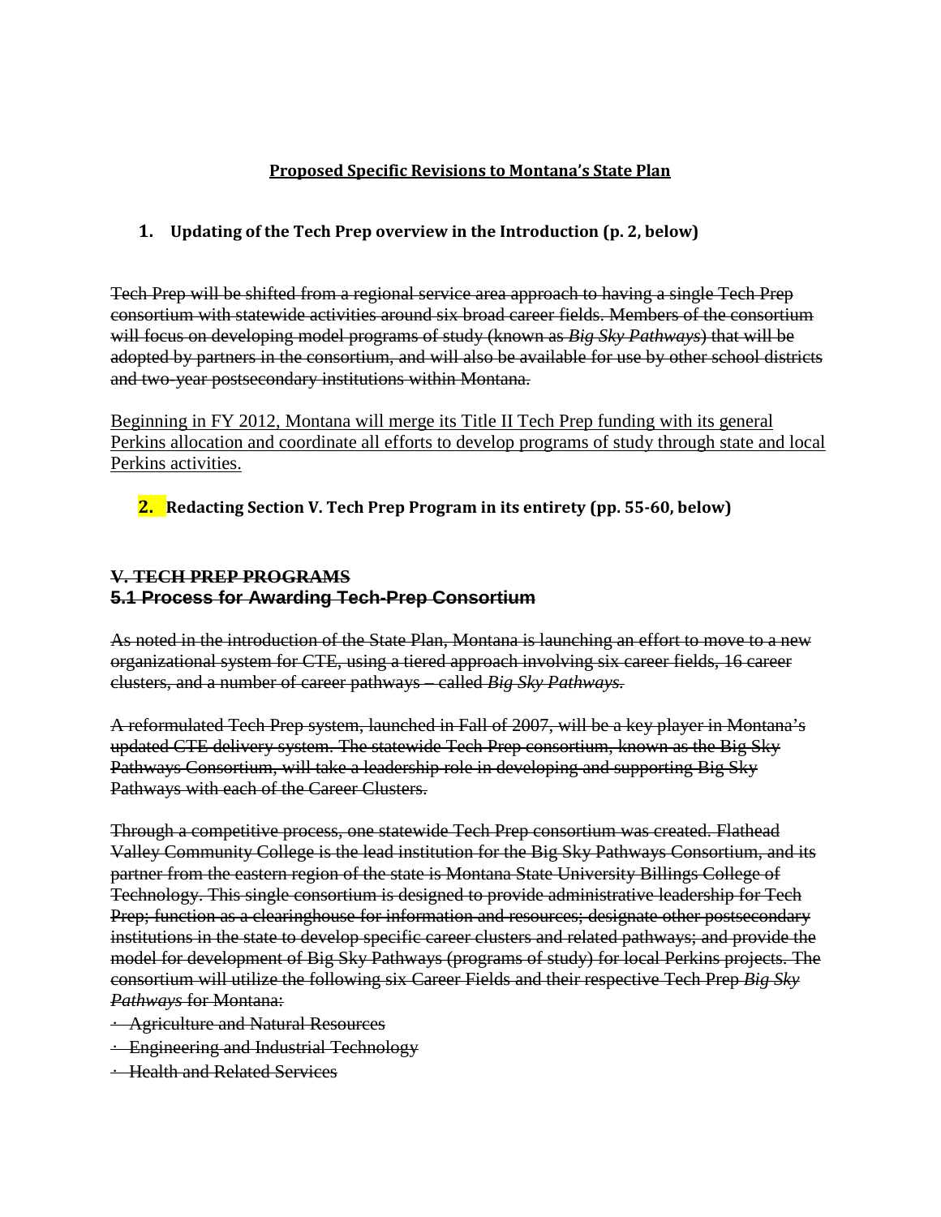**Proposed Specific Revisions to Montana's State Plan**

**1. Updating of the Tech Prep overview in the Introduction (p. 2, below)**

~~Tech Prep will be shifted from a regional service area approach to having a single Tech Prep consortium with statewide activities around six broad career fields. Members of the consortium will focus on developing model programs of study (known as *Big Sky Pathways*) that will be adopted by partners in the consortium, and will also be available for use by other school districts and two-year postsecondary institutions within Montana.~~

<u>Beginning in FY 2012, Montana will merge its Title II Tech Prep funding with its general Perkins allocation and coordinate all efforts to develop programs of study through state and local Perkins activities.</u>

**2. Redacting Section V. Tech Prep Program in its entirety (pp. 55-60, below)**

**~~V. TECH PREP PROGRAMS~~**

**~~5.1 Process for Awarding Tech-Prep Consortium~~**

~~As noted in the introduction of the State Plan, Montana is launching an effort to move to a new organizational system for CTE, using a tiered approach involving six career fields, 16 career clusters, and a number of career pathways – called *Big Sky Pathways.*~~

~~A reformulated Tech Prep system, launched in Fall of 2007, will be a key player in Montana's updated CTE delivery system. The statewide Tech Prep consortium, known as the Big Sky Pathways Consortium, will take a leadership role in developing and supporting Big Sky Pathways with each of the Career Clusters.~~

~~Through a competitive process, one statewide Tech Prep consortium was created. Flathead Valley Community College is the lead institution for the Big Sky Pathways Consortium, and its partner from the eastern region of the state is Montana State University Billings College of Technology. This single consortium is designed to provide administrative leadership for Tech Prep; function as a clearinghouse for information and resources; designate other postsecondary institutions in the state to develop specific career clusters and related pathways; and provide the model for development of Big Sky Pathways (programs of study) for local Perkins projects. The consortium will utilize the following six Career Fields and their respective Tech Prep *Big Sky Pathways* for Montana:~~

- ~~Agriculture and Natural Resources~~
- ~~Engineering and Industrial Technology~~
- ~~Health and Related Services~~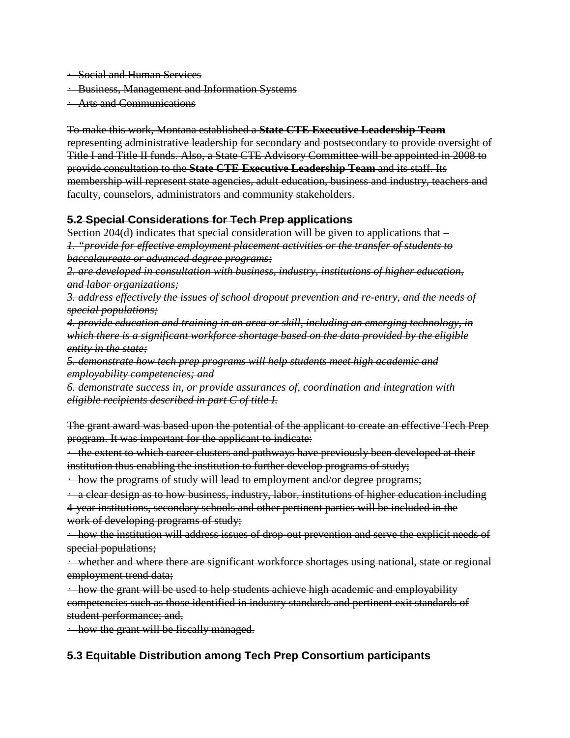~~· Social and Human Services~~
~~· Business, Management and Information Systems~~
~~· Arts and Communications~~

~~To make this work, Montana established a **State CTE Executive Leadership Team** representing administrative leadership for secondary and postsecondary to provide oversight of Title I and Title II funds. Also, a State CTE Advisory Committee will be appointed in 2008 to provide consultation to the **State CTE Executive Leadership Team** and its staff. Its membership will represent state agencies, adult education, business and industry, teachers and faculty, counselors, administrators and community stakeholders.~~

### ~~5.2 Special Considerations for Tech Prep applications~~

~~Section 204(d) indicates that special consideration will be given to applications that –~~
~~*1. "provide for effective employment placement activities or the transfer of students to baccalaureate or advanced degree programs;*~~
~~*2. are developed in consultation with business, industry, institutions of higher education, and labor organizations;*~~
~~*3. address effectively the issues of school dropout prevention and re-entry, and the needs of special populations;*~~
~~*4. provide education and training in an area or skill, including an emerging technology, in which there is a significant workforce shortage based on the data provided by the eligible entity in the state;*~~
~~*5. demonstrate how tech prep programs will help students meet high academic and employability competencies; and*~~
~~*6. demonstrate success in, or provide assurances of, coordination and integration with eligible recipients described in part C of title I.*~~

~~The grant award was based upon the potential of the applicant to create an effective Tech Prep program. It was important for the applicant to indicate:~~
~~· the extent to which career clusters and pathways have previously been developed at their institution thus enabling the institution to further develop programs of study;~~
~~· how the programs of study will lead to employment and/or degree programs;~~
~~· a clear design as to how business, industry, labor, institutions of higher education including 4-year institutions, secondary schools and other pertinent parties will be included in the work of developing programs of study;~~
~~· how the institution will address issues of drop-out prevention and serve the explicit needs of special populations;~~
~~· whether and where there are significant workforce shortages using national, state or regional employment trend data;~~
~~· how the grant will be used to help students achieve high academic and employability competencies such as those identified in industry standards and pertinent exit standards of student performance; and,~~
~~· how the grant will be fiscally managed.~~

### ~~5.3 Equitable Distribution among Tech Prep Consortium participants~~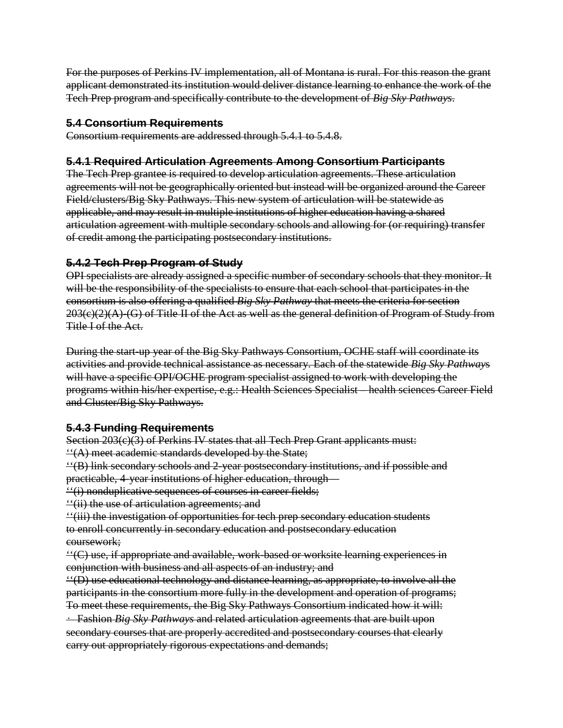~~For the purposes of Perkins IV implementation, all of Montana is rural. For this reason the grant applicant demonstrated its institution would deliver distance learning to enhance the work of the Tech Prep program and specifically contribute to the development of *Big Sky Pathways*.~~

### ~~5.4 Consortium Requirements~~

~~Consortium requirements are addressed through 5.4.1 to 5.4.8.~~

### ~~5.4.1 Required Articulation Agreements Among Consortium Participants~~

~~The Tech Prep grantee is required to develop articulation agreements. These articulation agreements will not be geographically oriented but instead will be organized around the Career Field/clusters/Big Sky Pathways. This new system of articulation will be statewide as applicable, and may result in multiple institutions of higher education having a shared articulation agreement with multiple secondary schools and allowing for (or requiring) transfer of credit among the participating postsecondary institutions.~~

### ~~5.4.2 Tech Prep Program of Study~~

~~OPI specialists are already assigned a specific number of secondary schools that they monitor. It will be the responsibility of the specialists to ensure that each school that participates in the consortium is also offering a qualified *Big Sky Pathway* that meets the criteria for section 203(c)(2)(A)-(G) of Title II of the Act as well as the general definition of Program of Study from Title I of the Act.~~

~~During the start-up year of the Big Sky Pathways Consortium, OCHE staff will coordinate its activities and provide technical assistance as necessary. Each of the statewide *Big Sky Pathway*s will have a specific OPI/OCHE program specialist assigned to work with developing the programs within his/her expertise, e.g.: Health Sciences Specialist – health sciences Career Field and Cluster/Big Sky Pathways.~~

### ~~5.4.3 Funding Requirements~~

~~Section 203(c)(3) of Perkins IV states that all Tech Prep Grant applicants must:~~
~~''(A) meet academic standards developed by the State;~~
~~''(B) link secondary schools and 2-year postsecondary institutions, and if possible and practicable, 4-year institutions of higher education, through—~~
~~''(i) nonduplicative sequences of courses in career fields;~~
~~''(ii) the use of articulation agreements; and~~
~~''(iii) the investigation of opportunities for tech prep secondary education students to enroll concurrently in secondary education and postsecondary education coursework;~~
~~''(C) use, if appropriate and available, work-based or worksite learning experiences in conjunction with business and all aspects of an industry; and~~
~~''(D) use educational technology and distance learning, as appropriate, to involve all the participants in the consortium more fully in the development and operation of programs;~~
~~To meet these requirements, the Big Sky Pathways Consortium indicated how it will:~~

- ~~Fashion *Big Sky Pathways* and related articulation agreements that are built upon secondary courses that are properly accredited and postsecondary courses that clearly carry out appropriately rigorous expectations and demands;~~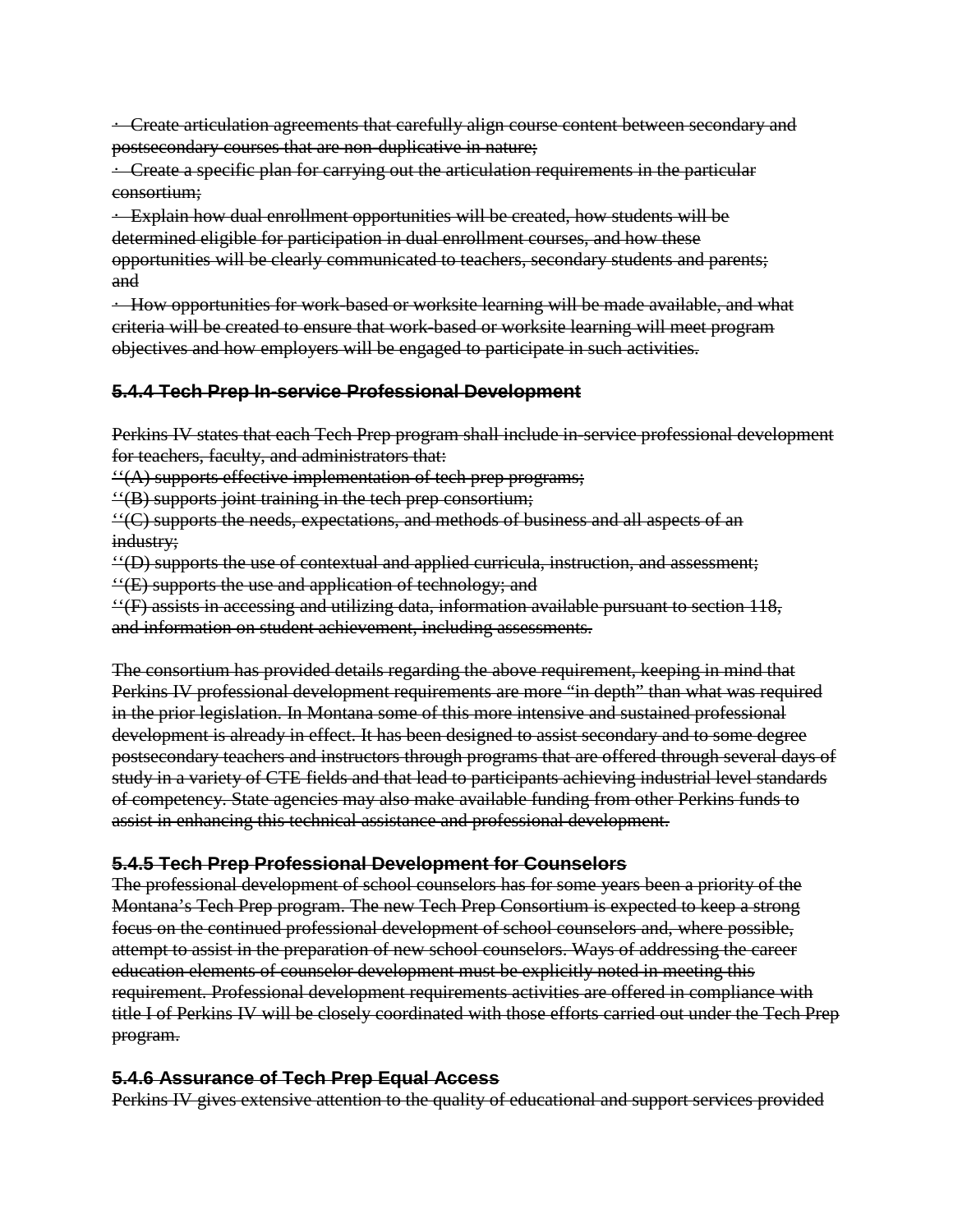- Create articulation agreements that carefully align course content between secondary and postsecondary courses that are non-duplicative in nature;
- Create a specific plan for carrying out the articulation requirements in the particular consortium;
- Explain how dual enrollment opportunities will be created, how students will be determined eligible for participation in dual enrollment courses, and how these opportunities will be clearly communicated to teachers, secondary students and parents; and
- How opportunities for work-based or worksite learning will be made available, and what criteria will be created to ensure that work-based or worksite learning will meet program objectives and how employers will be engaged to participate in such activities.

### 5.4.4 Tech Prep In-service Professional Development

Perkins IV states that each Tech Prep program shall include in-service professional development for teachers, faculty, and administrators that:

''(A) supports effective implementation of tech prep programs;
''(B) supports joint training in the tech prep consortium;
''(C) supports the needs, expectations, and methods of business and all aspects of an industry;
''(D) supports the use of contextual and applied curricula, instruction, and assessment;
''(E) supports the use and application of technology; and
''(F) assists in accessing and utilizing data, information available pursuant to section 118, and information on student achievement, including assessments.

The consortium has provided details regarding the above requirement, keeping in mind that Perkins IV professional development requirements are more "in depth" than what was required in the prior legislation. In Montana some of this more intensive and sustained professional development is already in effect. It has been designed to assist secondary and to some degree postsecondary teachers and instructors through programs that are offered through several days of study in a variety of CTE fields and that lead to participants achieving industrial level standards of competency. State agencies may also make available funding from other Perkins funds to assist in enhancing this technical assistance and professional development.

### 5.4.5 Tech Prep Professional Development for Counselors

The professional development of school counselors has for some years been a priority of the Montana's Tech Prep program. The new Tech Prep Consortium is expected to keep a strong focus on the continued professional development of school counselors and, where possible, attempt to assist in the preparation of new school counselors. Ways of addressing the career education elements of counselor development must be explicitly noted in meeting this requirement. Professional development requirements activities are offered in compliance with title I of Perkins IV will be closely coordinated with those efforts carried out under the Tech Prep program.

### 5.4.6 Assurance of Tech Prep Equal Access

Perkins IV gives extensive attention to the quality of educational and support services provided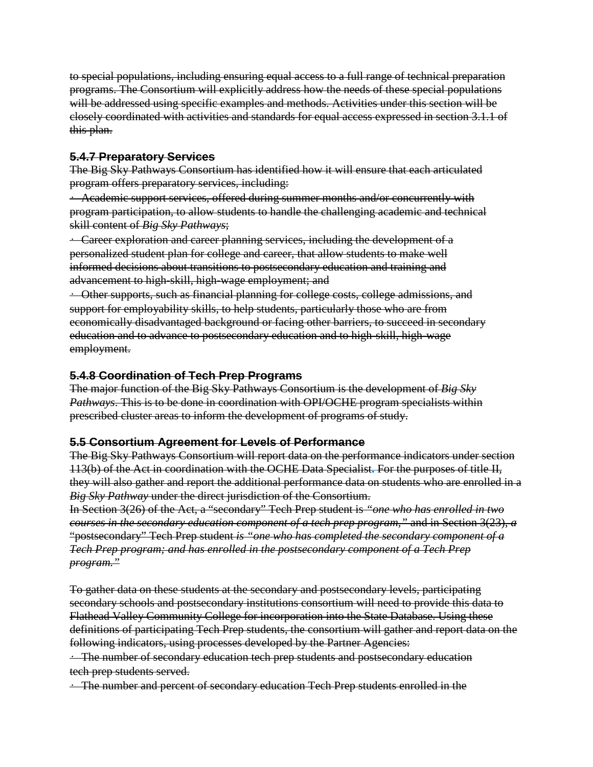to special populations, including ensuring equal access to a full range of technical preparation programs. The Consortium will explicitly address how the needs of these special populations will be addressed using specific examples and methods. Activities under this section will be closely coordinated with activities and standards for equal access expressed in section 3.1.1 of this plan.

### 5.4.7 Preparatory Services

The Big Sky Pathways Consortium has identified how it will ensure that each articulated program offers preparatory services, including:

· Academic support services, offered during summer months and/or concurrently with program participation, to allow students to handle the challenging academic and technical skill content of *Big Sky Pathways*;

· Career exploration and career planning services, including the development of a personalized student plan for college and career, that allow students to make well informed decisions about transitions to postsecondary education and training and advancement to high-skill, high-wage employment; and

· Other supports, such as financial planning for college costs, college admissions, and support for employability skills, to help students, particularly those who are from economically disadvantaged background or facing other barriers, to succeed in secondary education and to advance to postsecondary education and to high-skill, high-wage employment.

### 5.4.8 Coordination of Tech Prep Programs

The major function of the Big Sky Pathways Consortium is the development of *Big Sky Pathways*. This is to be done in coordination with OPI/OCHE program specialists within prescribed cluster areas to inform the development of programs of study.

### 5.5 Consortium Agreement for Levels of Performance

The Big Sky Pathways Consortium will report data on the performance indicators under section 113(b) of the Act in coordination with the OCHE Data Specialist. For the purposes of title II, they will also gather and report the additional performance data on students who are enrolled in a *Big Sky Pathway* under the direct jurisdiction of the Consortium.

In Section 3(26) of the Act, a "secondary" Tech Prep student is *"one who has enrolled in two courses in the secondary education component of a tech prep program,"* and in Section 3(23), *a* "postsecondary" Tech Prep student *is "one who has completed the secondary component of a Tech Prep program; and has enrolled in the postsecondary component of a Tech Prep program."*

To gather data on these students at the secondary and postsecondary levels, participating secondary schools and postsecondary institutions consortium will need to provide this data to Flathead Valley Community College for incorporation into the State Database. Using these definitions of participating Tech Prep students, the consortium will gather and report data on the following indicators, using processes developed by the Partner Agencies:

· The number of secondary education tech prep students and postsecondary education tech prep students served.

· The number and percent of secondary education Tech Prep students enrolled in the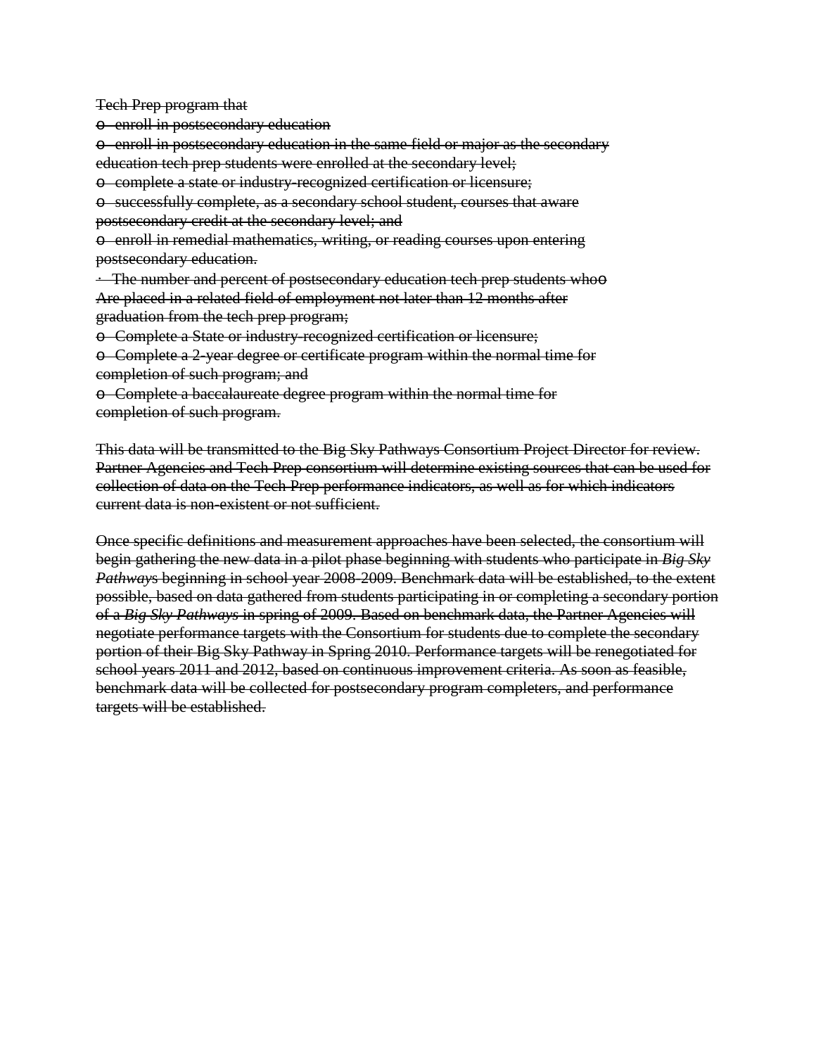~~Tech Prep program that~~

- ~~enroll in postsecondary education~~
- ~~enroll in postsecondary education in the same field or major as the secondary education tech prep students were enrolled at the secondary level;~~
- ~~complete a state or industry-recognized certification or licensure;~~
- ~~successfully complete, as a secondary school student, courses that aware postsecondary credit at the secondary level; and~~
- ~~enroll in remedial mathematics, writing, or reading courses upon entering postsecondary education.~~

· ~~The number and percent of postsecondary education tech prep students who~~o ~~Are placed in a related field of employment not later than 12 months after graduation from the tech prep program;~~

- ~~Complete a State or industry-recognized certification or licensure;~~
- ~~Complete a 2-year degree or certificate program within the normal time for completion of such program; and~~
- ~~Complete a baccalaureate degree program within the normal time for completion of such program.~~

~~This data will be transmitted to the Big Sky Pathways Consortium Project Director for review. Partner Agencies and Tech Prep consortium will determine existing sources that can be used for collection of data on the Tech Prep performance indicators, as well as for which indicators current data is non-existent or not sufficient.~~

~~Once specific definitions and measurement approaches have been selected, the consortium will begin gathering the new data in a pilot phase beginning with students who participate in *Big Sky Pathways* beginning in school year 2008-2009. Benchmark data will be established, to the extent possible, based on data gathered from students participating in or completing a secondary portion of a *Big Sky Pathways* in spring of 2009. Based on benchmark data, the Partner Agencies will negotiate performance targets with the Consortium for students due to complete the secondary portion of their Big Sky Pathway in Spring 2010. Performance targets will be renegotiated for school years 2011 and 2012, based on continuous improvement criteria. As soon as feasible, benchmark data will be collected for postsecondary program completers, and performance targets will be established.~~